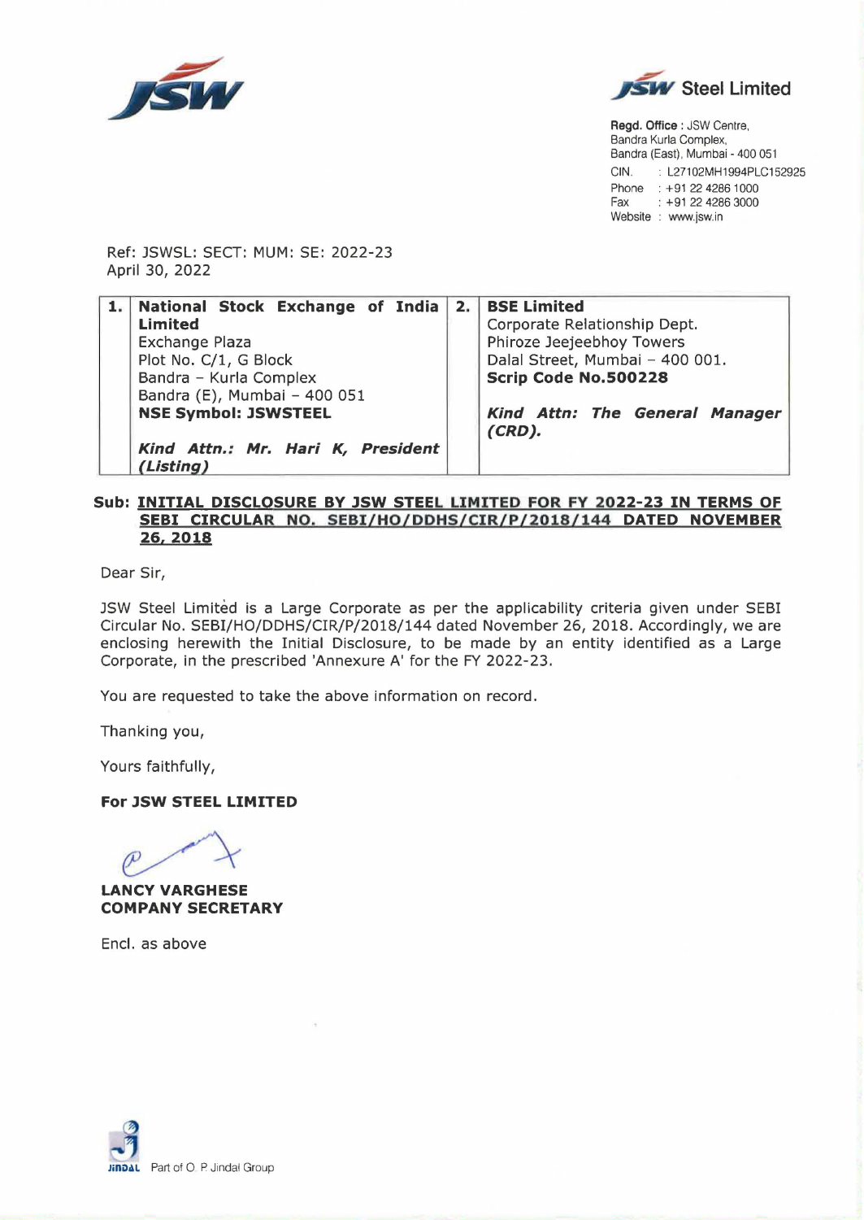**JSW Steel Limited**

**Regd. Office :** JSW Centre, Bandra Kurla Complex, Bandra (East), Mumbai - 400 051
CIN. : L27102MH1994PLC152925
Phone : +91 22 4286 1000
Fax : +91 22 4286 3000
Website : www.jsw.in

Ref: JSWSL: SECT: MUM: SE: 2022-23
April 30, 2022

| 1. | **National Stock Exchange of India Limited**<br>Exchange Plaza<br>Plot No. C/1, G Block<br>Bandra – Kurla Complex<br>Bandra (E), Mumbai – 400 051<br>**NSE Symbol: JSWSTEEL**<br><br>***Kind Attn.: Mr. Hari K, President (Listing)*** | 2. | **BSE Limited**<br>Corporate Relationship Dept.<br>Phiroze Jeejeebhoy Towers<br>Dalal Street, Mumbai – 400 001.<br>**Scrip Code No.500228**<br><br>***Kind Attn: The General Manager (CRD).*** |
|---|---|---|---|

**Sub: INITIAL DISCLOSURE BY JSW STEEL LIMITED FOR FY 2022-23 IN TERMS OF SEBI CIRCULAR NO. SEBI/HO/DDHS/CIR/P/2018/144 DATED NOVEMBER 26, 2018**

Dear Sir,

JSW Steel Limited is a Large Corporate as per the applicability criteria given under SEBI Circular No. SEBI/HO/DDHS/CIR/P/2018/144 dated November 26, 2018. Accordingly, we are enclosing herewith the Initial Disclosure, to be made by an entity identified as a Large Corporate, in the prescribed 'Annexure A' for the FY 2022-23.

You are requested to take the above information on record.

Thanking you,

Yours faithfully,

**For JSW STEEL LIMITED**

**LANCY VARGHESE**
**COMPANY SECRETARY**

Encl. as above

Part of O. P. Jindal Group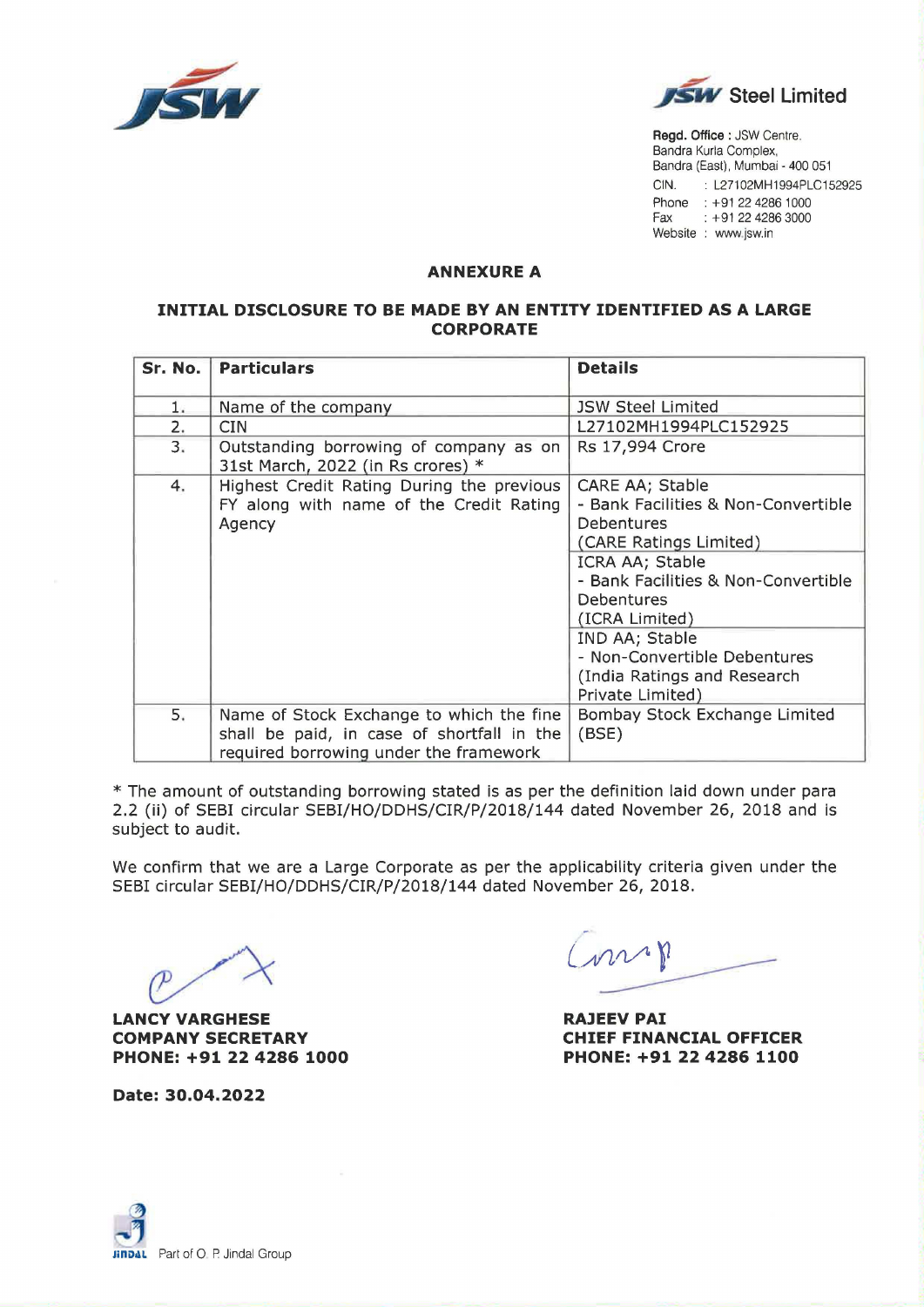**JSW Steel Limited**

**Regd. Office :** JSW Centre,
Bandra Kurla Complex,
Bandra (East), Mumbai - 400 051
CIN. : L27102MH1994PLC152925
Phone : +91 22 4286 1000
Fax : +91 22 4286 3000
Website : www.jsw.in

## ANNEXURE A

### INITIAL DISCLOSURE TO BE MADE BY AN ENTITY IDENTIFIED AS A LARGE CORPORATE

| Sr. No. | Particulars | Details |
|---|---|---|
| 1. | Name of the company | JSW Steel Limited |
| 2. | CIN | L27102MH1994PLC152925 |
| 3. | Outstanding borrowing of company as on 31st March, 2022 (in Rs crores) * | Rs 17,994 Crore |
| 4. | Highest Credit Rating During the previous FY along with name of the Credit Rating Agency | CARE AA; Stable - Bank Facilities & Non-Convertible Debentures (CARE Ratings Limited) |
| | | ICRA AA; Stable - Bank Facilities & Non-Convertible Debentures (ICRA Limited) |
| | | IND AA; Stable - Non-Convertible Debentures (India Ratings and Research Private Limited) |
| 5. | Name of Stock Exchange to which the fine shall be paid, in case of shortfall in the required borrowing under the framework | Bombay Stock Exchange Limited (BSE) |

* The amount of outstanding borrowing stated is as per the definition laid down under para 2.2 (ii) of SEBI circular SEBI/HO/DDHS/CIR/P/2018/144 dated November 26, 2018 and is subject to audit.

We confirm that we are a Large Corporate as per the applicability criteria given under the SEBI circular SEBI/HO/DDHS/CIR/P/2018/144 dated November 26, 2018.

**LANCY VARGHESE**
**COMPANY SECRETARY**
**PHONE: +91 22 4286 1000**

**RAJEEV PAI**
**CHIEF FINANCIAL OFFICER**
**PHONE: +91 22 4286 1100**

**Date: 30.04.2022**

Part of O. P. Jindal Group